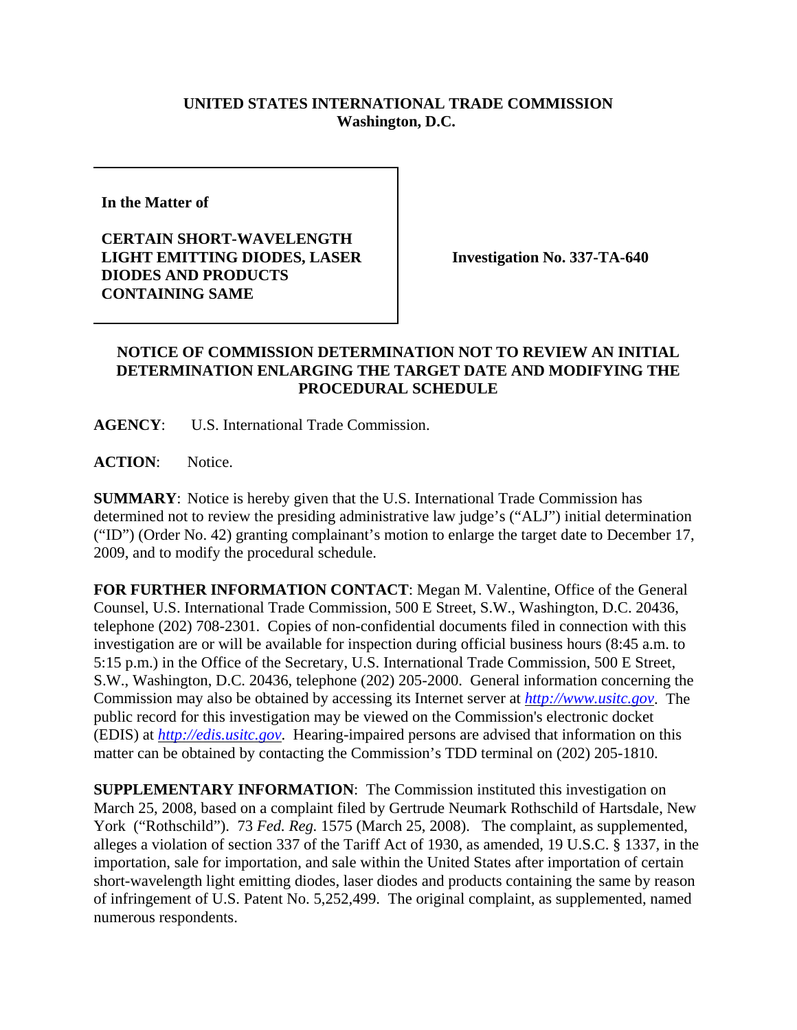**UNITED STATES INTERNATIONAL TRADE COMMISSION**
**Washington, D.C.**

| | |
|---|---|
| **In the Matter of**<br><br>**CERTAIN SHORT-WAVELENGTH LIGHT EMITTING DIODES, LASER DIODES AND PRODUCTS CONTAINING SAME** | **Investigation No. 337-TA-640** |

## NOTICE OF COMMISSION DETERMINATION NOT TO REVIEW AN INITIAL DETERMINATION ENLARGING THE TARGET DATE AND MODIFYING THE PROCEDURAL SCHEDULE

**AGENCY**: U.S. International Trade Commission.

**ACTION**: Notice.

**SUMMARY**: Notice is hereby given that the U.S. International Trade Commission has determined not to review the presiding administrative law judge's ("ALJ") initial determination ("ID") (Order No. 42) granting complainant's motion to enlarge the target date to December 17, 2009, and to modify the procedural schedule.

**FOR FURTHER INFORMATION CONTACT**: Megan M. Valentine, Office of the General Counsel, U.S. International Trade Commission, 500 E Street, S.W., Washington, D.C. 20436, telephone (202) 708-2301. Copies of non-confidential documents filed in connection with this investigation are or will be available for inspection during official business hours (8:45 a.m. to 5:15 p.m.) in the Office of the Secretary, U.S. International Trade Commission, 500 E Street, S.W., Washington, D.C. 20436, telephone (202) 205-2000. General information concerning the Commission may also be obtained by accessing its Internet server at *http://www.usitc.gov*. The public record for this investigation may be viewed on the Commission's electronic docket (EDIS) at *http://edis.usitc.gov*. Hearing-impaired persons are advised that information on this matter can be obtained by contacting the Commission's TDD terminal on (202) 205-1810.

**SUPPLEMENTARY INFORMATION**: The Commission instituted this investigation on March 25, 2008, based on a complaint filed by Gertrude Neumark Rothschild of Hartsdale, New York ("Rothschild"). 73 *Fed. Reg.* 1575 (March 25, 2008). The complaint, as supplemented, alleges a violation of section 337 of the Tariff Act of 1930, as amended, 19 U.S.C. § 1337, in the importation, sale for importation, and sale within the United States after importation of certain short-wavelength light emitting diodes, laser diodes and products containing the same by reason of infringement of U.S. Patent No. 5,252,499. The original complaint, as supplemented, named numerous respondents.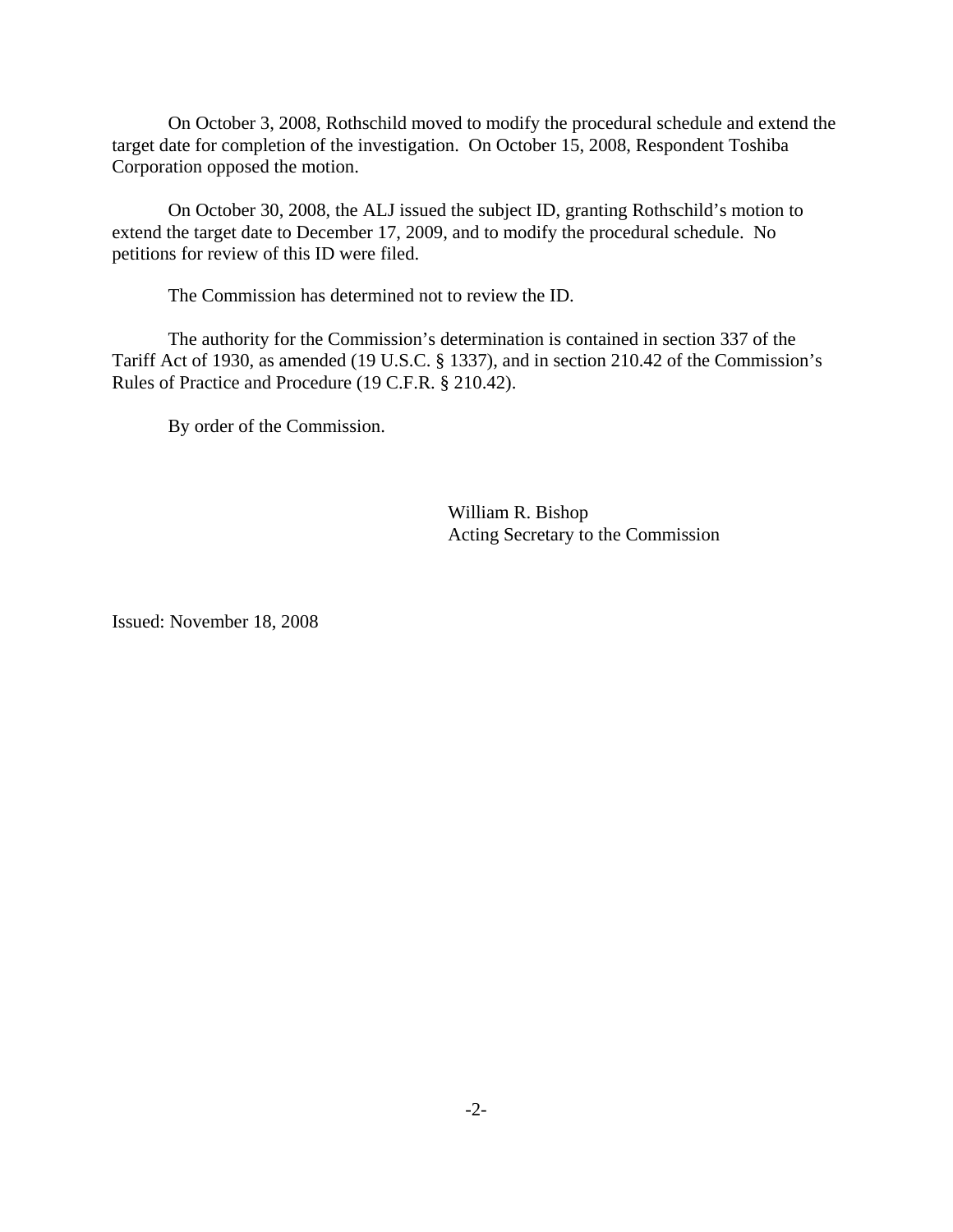On October 3, 2008, Rothschild moved to modify the procedural schedule and extend the target date for completion of the investigation. On October 15, 2008, Respondent Toshiba Corporation opposed the motion.

On October 30, 2008, the ALJ issued the subject ID, granting Rothschild's motion to extend the target date to December 17, 2009, and to modify the procedural schedule. No petitions for review of this ID were filed.

The Commission has determined not to review the ID.

The authority for the Commission's determination is contained in section 337 of the Tariff Act of 1930, as amended (19 U.S.C. § 1337), and in section 210.42 of the Commission's Rules of Practice and Procedure (19 C.F.R. § 210.42).

By order of the Commission.

William R. Bishop
Acting Secretary to the Commission

Issued: November 18, 2008